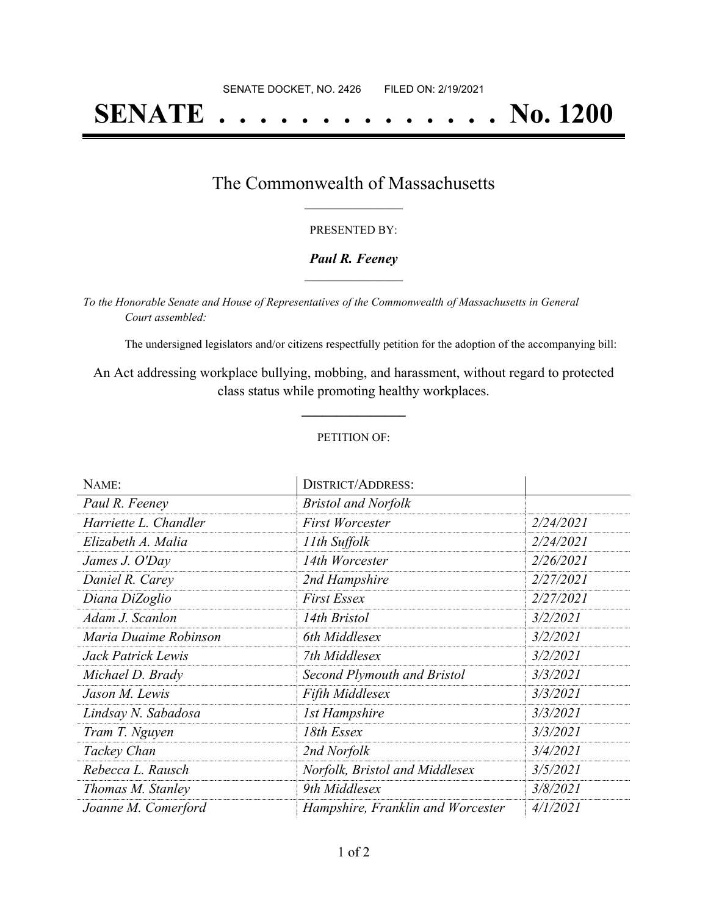SENATE DOCKET, NO. 2426 FILED ON: 2/19/2021

# SENATE . . . . . . . . . . . . . . No. 1200

## The Commonwealth of Massachusetts

PRESENTED BY:

***Paul R. Feeney***

*To the Honorable Senate and House of Representatives of the Commonwealth of Massachusetts in General Court assembled:*

The undersigned legislators and/or citizens respectfully petition for the adoption of the accompanying bill:

An Act addressing workplace bullying, mobbing, and harassment, without regard to protected class status while promoting healthy workplaces.

PETITION OF:

| NAME: | DISTRICT/ADDRESS: | |
|---|---|---|
| *Paul R. Feeney* | *Bristol and Norfolk* | |
| *Harriette L. Chandler* | *First Worcester* | *2/24/2021* |
| *Elizabeth A. Malia* | *11th Suffolk* | *2/24/2021* |
| *James J. O'Day* | *14th Worcester* | *2/26/2021* |
| *Daniel R. Carey* | *2nd Hampshire* | *2/27/2021* |
| *Diana DiZoglio* | *First Essex* | *2/27/2021* |
| *Adam J. Scanlon* | *14th Bristol* | *3/2/2021* |
| *Maria Duaime Robinson* | *6th Middlesex* | *3/2/2021* |
| *Jack Patrick Lewis* | *7th Middlesex* | *3/2/2021* |
| *Michael D. Brady* | *Second Plymouth and Bristol* | *3/3/2021* |
| *Jason M. Lewis* | *Fifth Middlesex* | *3/3/2021* |
| *Lindsay N. Sabadosa* | *1st Hampshire* | *3/3/2021* |
| *Tram T. Nguyen* | *18th Essex* | *3/3/2021* |
| *Tackey Chan* | *2nd Norfolk* | *3/4/2021* |
| *Rebecca L. Rausch* | *Norfolk, Bristol and Middlesex* | *3/5/2021* |
| *Thomas M. Stanley* | *9th Middlesex* | *3/8/2021* |
| *Joanne M. Comerford* | *Hampshire, Franklin and Worcester* | *4/1/2021* |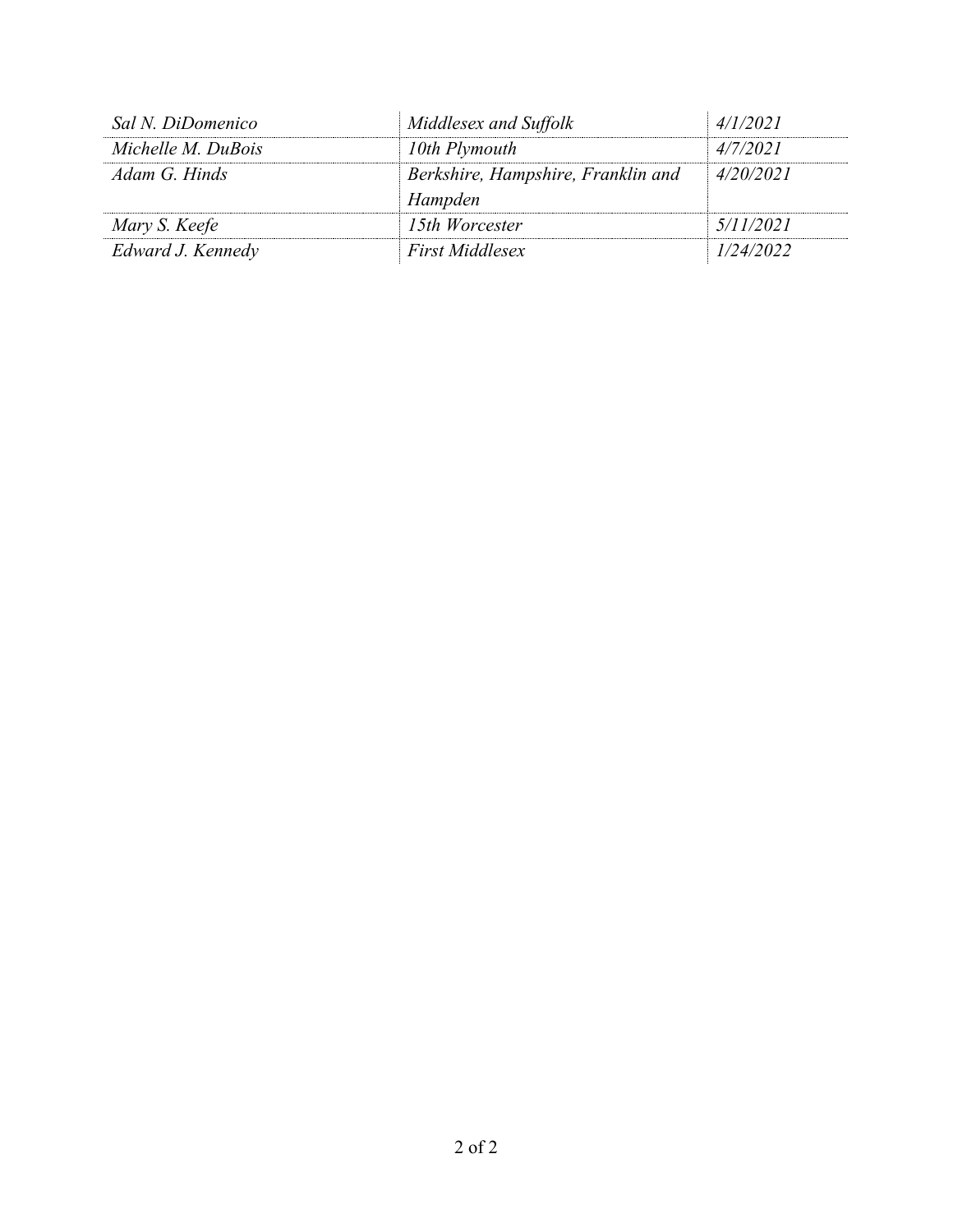| | | |
|---|---|---|
| *Sal N. DiDomenico* | *Middlesex and Suffolk* | *4/1/2021* |
| *Michelle M. DuBois* | *10th Plymouth* | *4/7/2021* |
| *Adam G. Hinds* | *Berkshire, Hampshire, Franklin and Hampden* | *4/20/2021* |
| *Mary S. Keefe* | *15th Worcester* | *5/11/2021* |
| *Edward J. Kennedy* | *First Middlesex* | *1/24/2022* |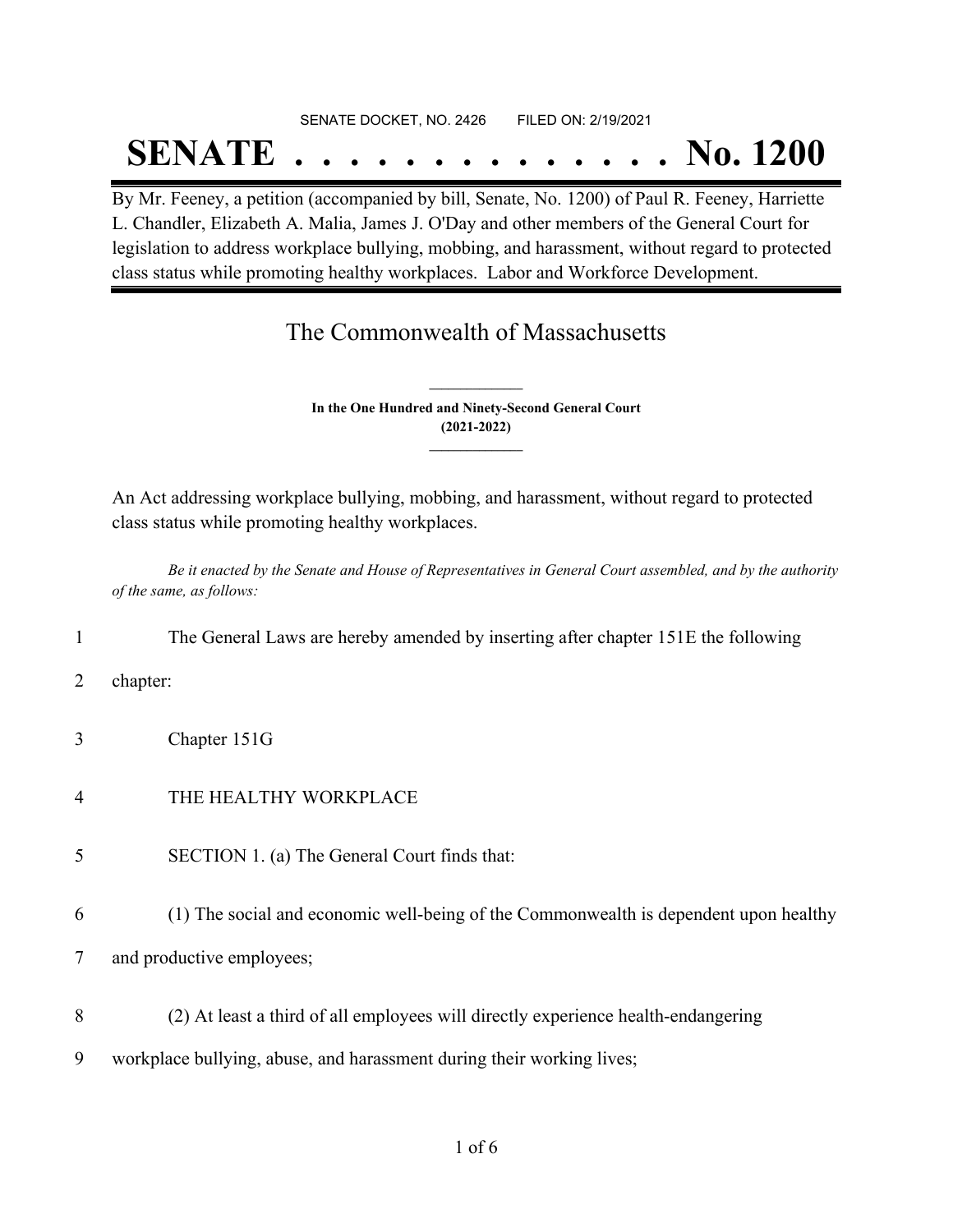SENATE DOCKET, NO. 2426 FILED ON: 2/19/2021

# SENATE . . . . . . . . . . . . . . No. 1200

By Mr. Feeney, a petition (accompanied by bill, Senate, No. 1200) of Paul R. Feeney, Harriette L. Chandler, Elizabeth A. Malia, James J. O'Day and other members of the General Court for legislation to address workplace bullying, mobbing, and harassment, without regard to protected class status while promoting healthy workplaces. Labor and Workforce Development.

## The Commonwealth of Massachusetts

**In the One Hundred and Ninety-Second General Court**
**(2021-2022)**

An Act addressing workplace bullying, mobbing, and harassment, without regard to protected class status while promoting healthy workplaces.

*Be it enacted by the Senate and House of Representatives in General Court assembled, and by the authority of the same, as follows:*

1 The General Laws are hereby amended by inserting after chapter 151E the following
2 chapter:

3 Chapter 151G

4 THE HEALTHY WORKPLACE

5 SECTION 1. (a) The General Court finds that:

6 (1) The social and economic well-being of the Commonwealth is dependent upon healthy
7 and productive employees;

8 (2) At least a third of all employees will directly experience health-endangering
9 workplace bullying, abuse, and harassment during their working lives;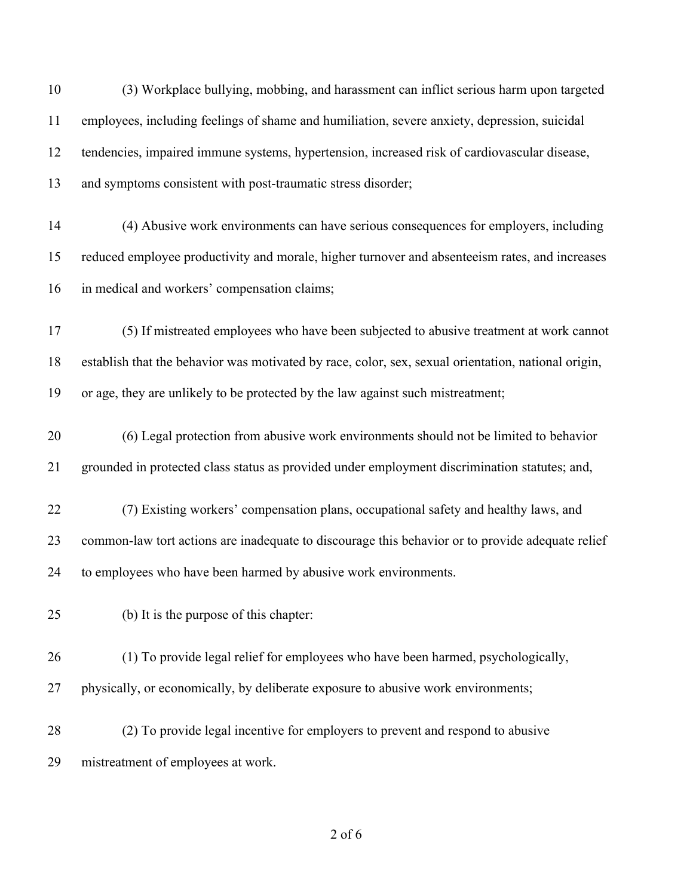(3) Workplace bullying, mobbing, and harassment can inflict serious harm upon targeted employees, including feelings of shame and humiliation, severe anxiety, depression, suicidal tendencies, impaired immune systems, hypertension, increased risk of cardiovascular disease, and symptoms consistent with post-traumatic stress disorder;

(4) Abusive work environments can have serious consequences for employers, including reduced employee productivity and morale, higher turnover and absenteeism rates, and increases in medical and workers' compensation claims;

(5) If mistreated employees who have been subjected to abusive treatment at work cannot establish that the behavior was motivated by race, color, sex, sexual orientation, national origin, or age, they are unlikely to be protected by the law against such mistreatment;

(6) Legal protection from abusive work environments should not be limited to behavior grounded in protected class status as provided under employment discrimination statutes; and,

(7) Existing workers' compensation plans, occupational safety and healthy laws, and common-law tort actions are inadequate to discourage this behavior or to provide adequate relief to employees who have been harmed by abusive work environments.

(b) It is the purpose of this chapter:

(1) To provide legal relief for employees who have been harmed, psychologically, physically, or economically, by deliberate exposure to abusive work environments;

(2) To provide legal incentive for employers to prevent and respond to abusive mistreatment of employees at work.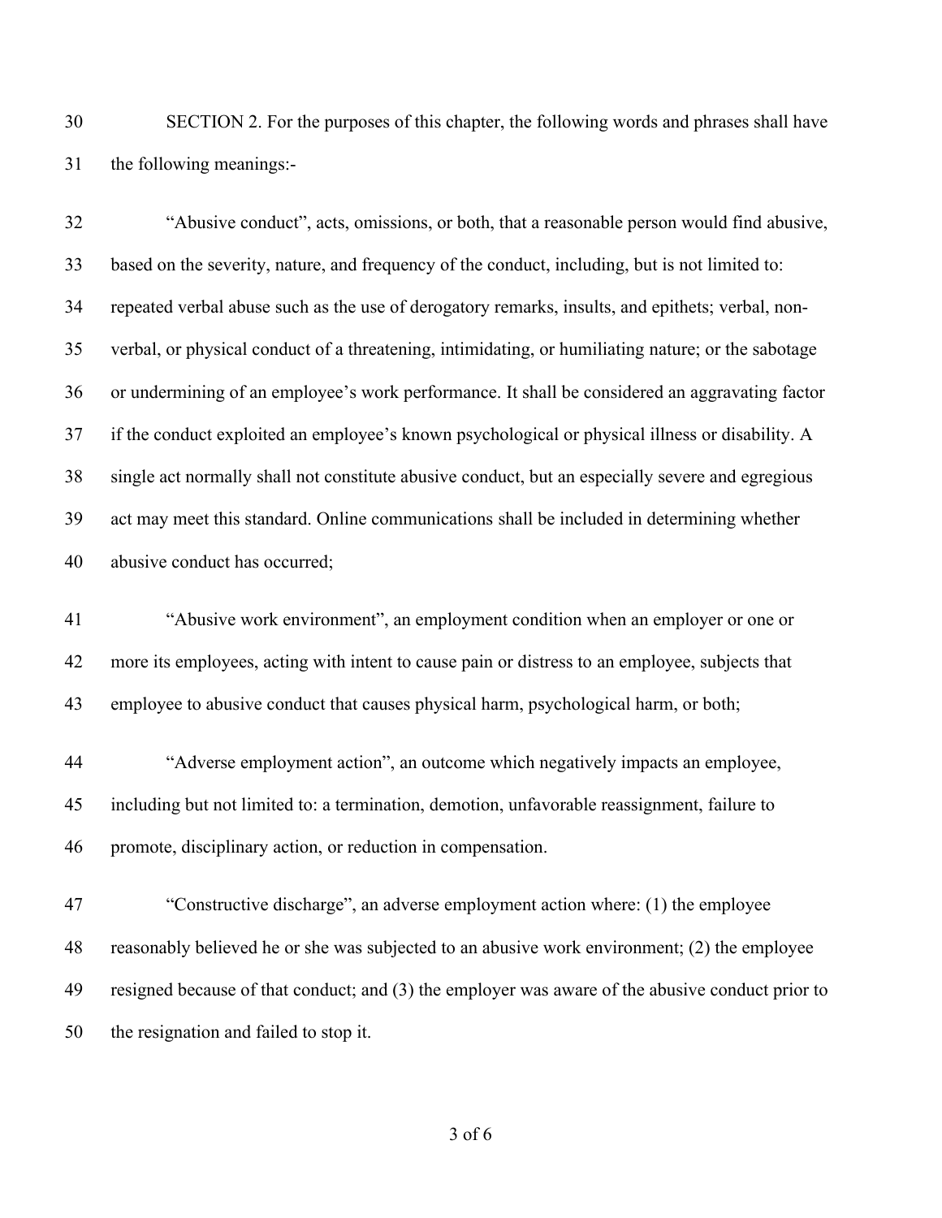SECTION 2. For the purposes of this chapter, the following words and phrases shall have the following meanings:-

"Abusive conduct", acts, omissions, or both, that a reasonable person would find abusive, based on the severity, nature, and frequency of the conduct, including, but is not limited to: repeated verbal abuse such as the use of derogatory remarks, insults, and epithets; verbal, non-verbal, or physical conduct of a threatening, intimidating, or humiliating nature; or the sabotage or undermining of an employee's work performance. It shall be considered an aggravating factor if the conduct exploited an employee's known psychological or physical illness or disability. A single act normally shall not constitute abusive conduct, but an especially severe and egregious act may meet this standard. Online communications shall be included in determining whether abusive conduct has occurred;

"Abusive work environment", an employment condition when an employer or one or more its employees, acting with intent to cause pain or distress to an employee, subjects that employee to abusive conduct that causes physical harm, psychological harm, or both;

"Adverse employment action", an outcome which negatively impacts an employee, including but not limited to: a termination, demotion, unfavorable reassignment, failure to promote, disciplinary action, or reduction in compensation.

"Constructive discharge", an adverse employment action where: (1) the employee reasonably believed he or she was subjected to an abusive work environment; (2) the employee resigned because of that conduct; and (3) the employer was aware of the abusive conduct prior to the resignation and failed to stop it.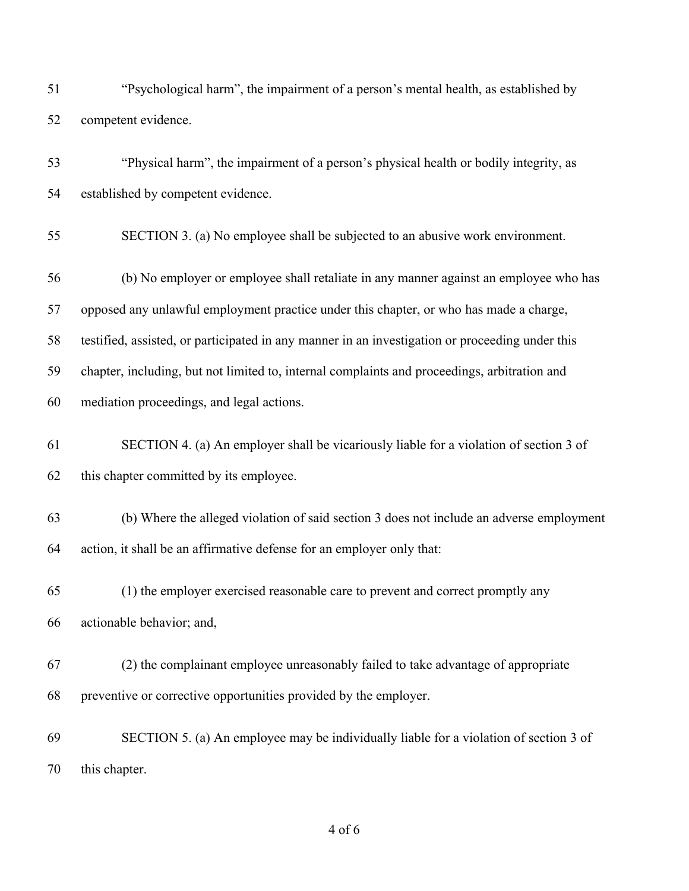"Psychological harm", the impairment of a person's mental health, as established by competent evidence.

"Physical harm", the impairment of a person's physical health or bodily integrity, as established by competent evidence.

SECTION 3. (a) No employee shall be subjected to an abusive work environment.

(b) No employer or employee shall retaliate in any manner against an employee who has opposed any unlawful employment practice under this chapter, or who has made a charge, testified, assisted, or participated in any manner in an investigation or proceeding under this chapter, including, but not limited to, internal complaints and proceedings, arbitration and mediation proceedings, and legal actions.

SECTION 4. (a) An employer shall be vicariously liable for a violation of section 3 of this chapter committed by its employee.

(b) Where the alleged violation of said section 3 does not include an adverse employment action, it shall be an affirmative defense for an employer only that:

(1) the employer exercised reasonable care to prevent and correct promptly any actionable behavior; and,

(2) the complainant employee unreasonably failed to take advantage of appropriate preventive or corrective opportunities provided by the employer.

SECTION 5. (a) An employee may be individually liable for a violation of section 3 of this chapter.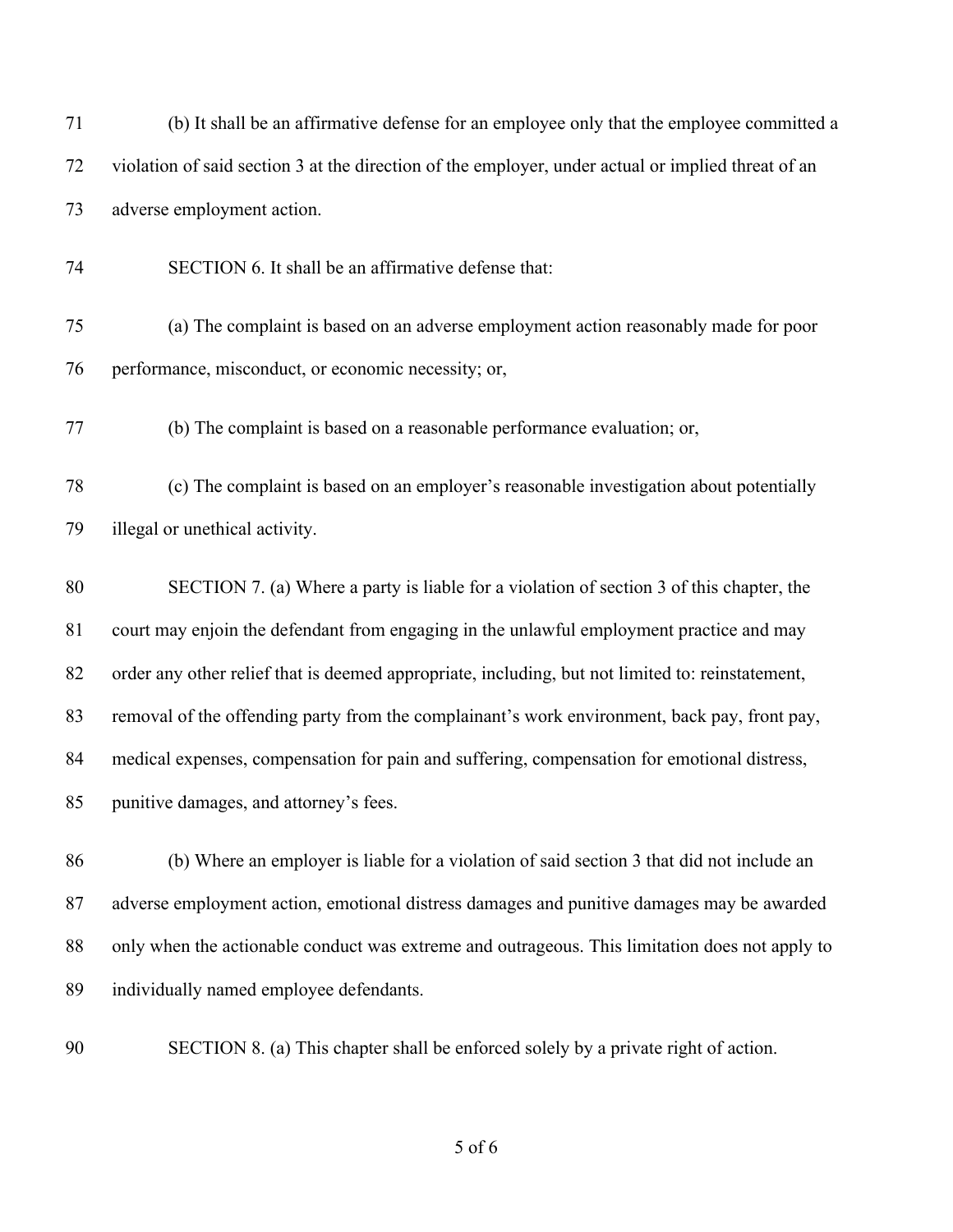(b) It shall be an affirmative defense for an employee only that the employee committed a violation of said section 3 at the direction of the employer, under actual or implied threat of an adverse employment action.

SECTION 6. It shall be an affirmative defense that:

(a) The complaint is based on an adverse employment action reasonably made for poor performance, misconduct, or economic necessity; or,

(b) The complaint is based on a reasonable performance evaluation; or,

(c) The complaint is based on an employer's reasonable investigation about potentially illegal or unethical activity.

SECTION 7. (a) Where a party is liable for a violation of section 3 of this chapter, the court may enjoin the defendant from engaging in the unlawful employment practice and may order any other relief that is deemed appropriate, including, but not limited to: reinstatement, removal of the offending party from the complainant's work environment, back pay, front pay, medical expenses, compensation for pain and suffering, compensation for emotional distress, punitive damages, and attorney's fees.

(b) Where an employer is liable for a violation of said section 3 that did not include an adverse employment action, emotional distress damages and punitive damages may be awarded only when the actionable conduct was extreme and outrageous. This limitation does not apply to individually named employee defendants.

SECTION 8. (a) This chapter shall be enforced solely by a private right of action.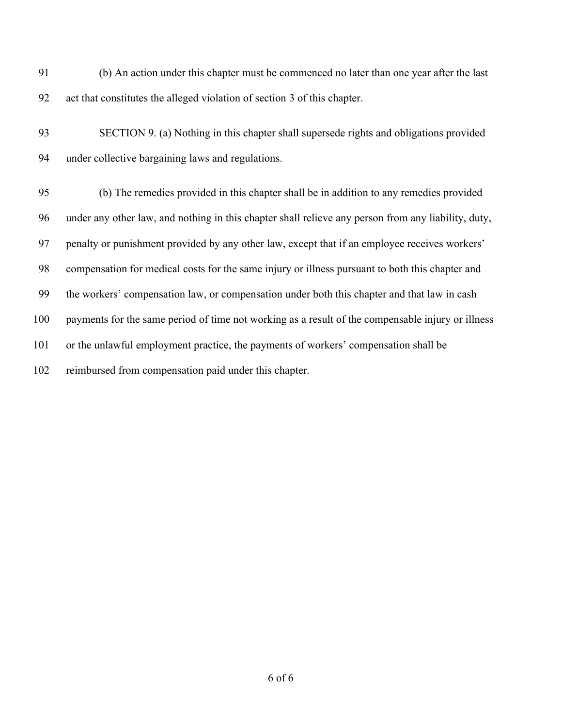(b) An action under this chapter must be commenced no later than one year after the last act that constitutes the alleged violation of section 3 of this chapter.

SECTION 9. (a) Nothing in this chapter shall supersede rights and obligations provided under collective bargaining laws and regulations.

(b) The remedies provided in this chapter shall be in addition to any remedies provided under any other law, and nothing in this chapter shall relieve any person from any liability, duty, penalty or punishment provided by any other law, except that if an employee receives workers' compensation for medical costs for the same injury or illness pursuant to both this chapter and the workers' compensation law, or compensation under both this chapter and that law in cash payments for the same period of time not working as a result of the compensable injury or illness or the unlawful employment practice, the payments of workers' compensation shall be reimbursed from compensation paid under this chapter.